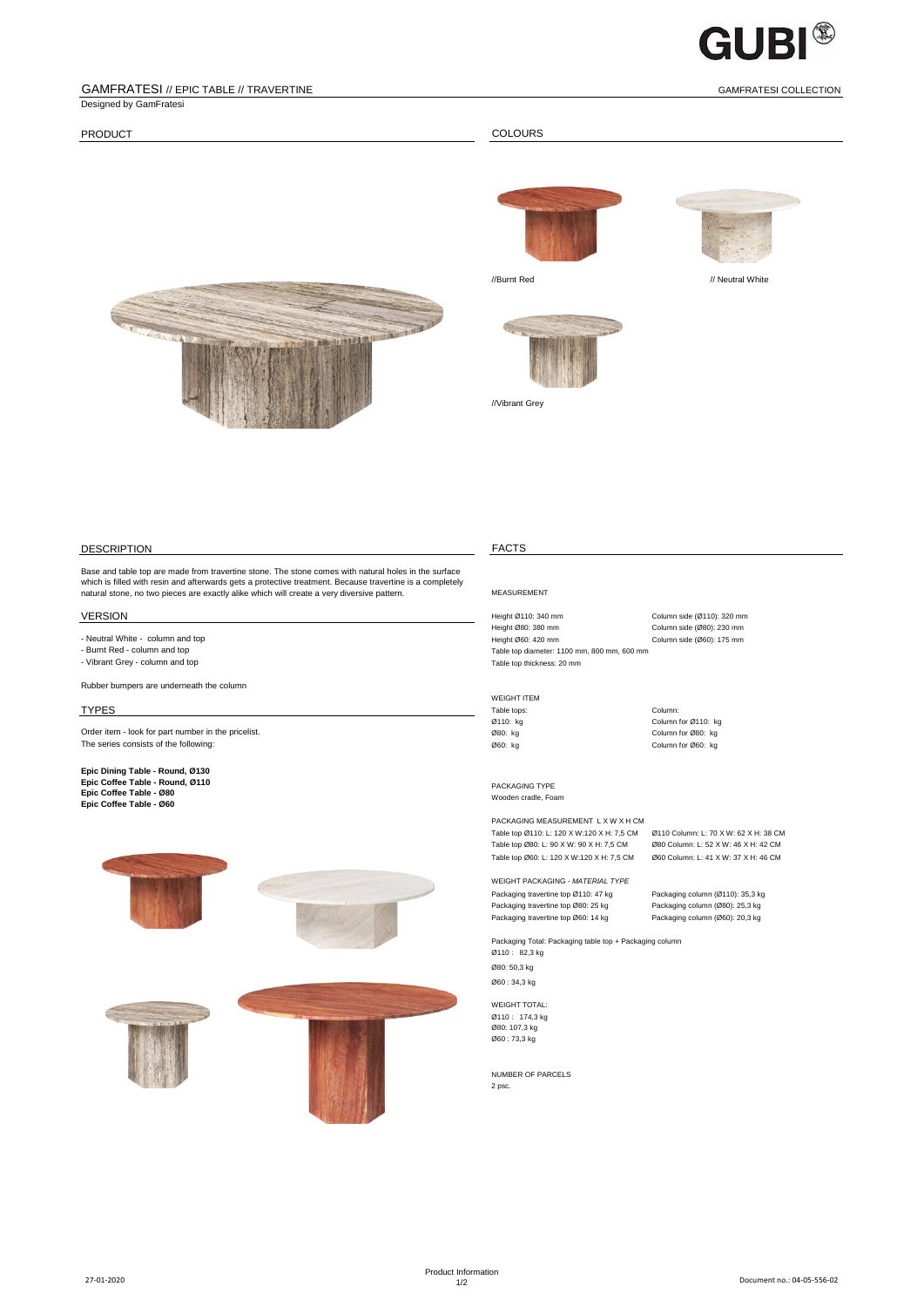# GAMFRATESI // EPIC TABLE // TRAVERTINE

GAMFRATESI COLLECTION

Designed by GamFratesi

## PRODUCT

## COLOURS

//Burnt Red

// Neutral White

//Vibrant Grey

## DESCRIPTION

Base and table top are made from travertine stone. The stone comes with natural holes in the surface which is filled with resin and afterwards gets a protective treatment. Because travertine is a completely natural stone, no two pieces are exactly alike which will create a very diversive pattern.

## VERSION

- Neutral White - column and top
- Burnt Red - column and top
- Vibrant Grey - column and top

Rubber bumpers are underneath the column

## TYPES

Order item - look for part number in the pricelist.
The series consists of the following:

**Epic Dining Table - Round, Ø130**
**Epic Coffee Table - Round, Ø110**
**Epic Coffee Table - Ø80**
**Epic Coffee Table - Ø60**

## FACTS

MEASUREMENT

Height Ø110: 340 mm
Height Ø80: 380 mm
Height Ø60: 420 mm
Table top diameter: 1100 mm, 800 mm, 600 mm
Table top thickness: 20 mm

Column side (Ø110): 320 mm
Column side (Ø80): 230 mm
Column side (Ø60): 175 mm

WEIGHT ITEM

| Table tops: | Column: |
|---|---|
| Ø110: kg | Column for Ø110: kg |
| Ø80: kg | Column for Ø80: kg |
| Ø60: kg | Column for Ø60: kg |

PACKAGING TYPE
Wooden cradle, Foam

PACKAGING MEASUREMENT L X W X H CM

| | |
|---|---|
| Table top Ø110: L: 120 X W:120 X H: 7,5 CM | Ø110 Column: L: 70 X W: 62 X H: 38 CM |
| Table top Ø80: L: 90 X W: 90 X H: 7,5 CM | Ø80 Column: L: 52 X W: 46 X H: 42 CM |
| Table top Ø60: L: 120 X W:120 X H: 7,5 CM | Ø60 Column: L: 41 X W: 37 X H: 46 CM |

WEIGHT PACKAGING - *MATERIAL TYPE*

| | |
|---|---|
| Packaging travertine top Ø110: 47 kg | Packaging column (Ø110): 35,3 kg |
| Packaging travertine top Ø80: 25 kg | Packaging column (Ø80): 25,3 kg |
| Packaging travertine top Ø60: 14 kg | Packaging column (Ø60): 20,3 kg |

Packaging Total: Packaging table top + Packaging column
Ø110 : 82,3 kg
Ø80: 50,3 kg
Ø60 : 34,3 kg

WEIGHT TOTAL:
Ø110 : 174,3 kg
Ø80: 107,3 kg
Ø60 : 73,3 kg

NUMBER OF PARCELS
2 psc.

27-01-2020

Product Information

Document no.: 04-05-556-02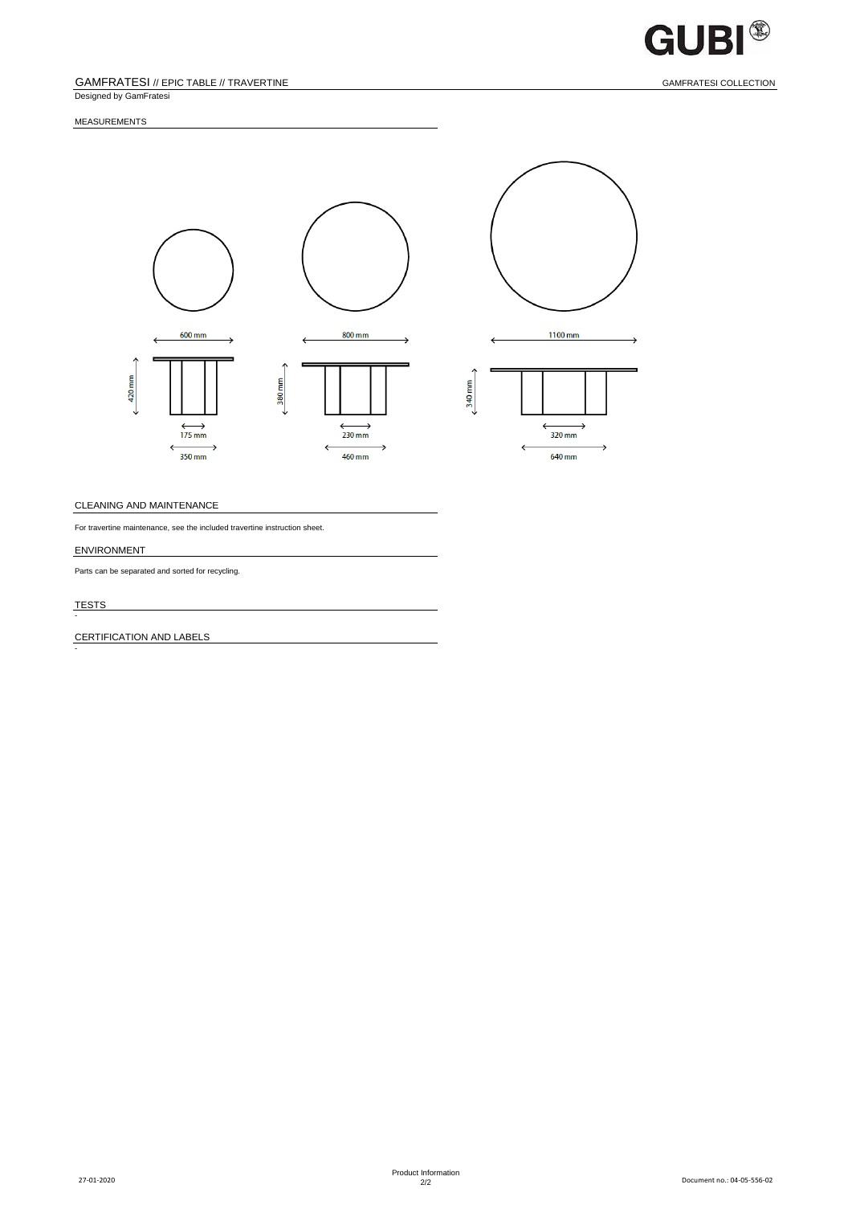GAMFRATESI // EPIC TABLE // TRAVERTINE

GAMFRATESI COLLECTION

Designed by GamFratesi

## MEASUREMENTS

600 mm

420 mm

175 mm

350 mm

800 mm

380 mm

230 mm

460 mm

1100 mm

340 mm

320 mm

640 mm

## CLEANING AND MAINTENANCE

For travertine maintenance, see the included travertine instruction sheet.

## ENVIRONMENT

Parts can be separated and sorted for recycling.

## TESTS

-

## CERTIFICATION AND LABELS

-

27-01-2020

Product Information

Document no.: 04-05-556-02